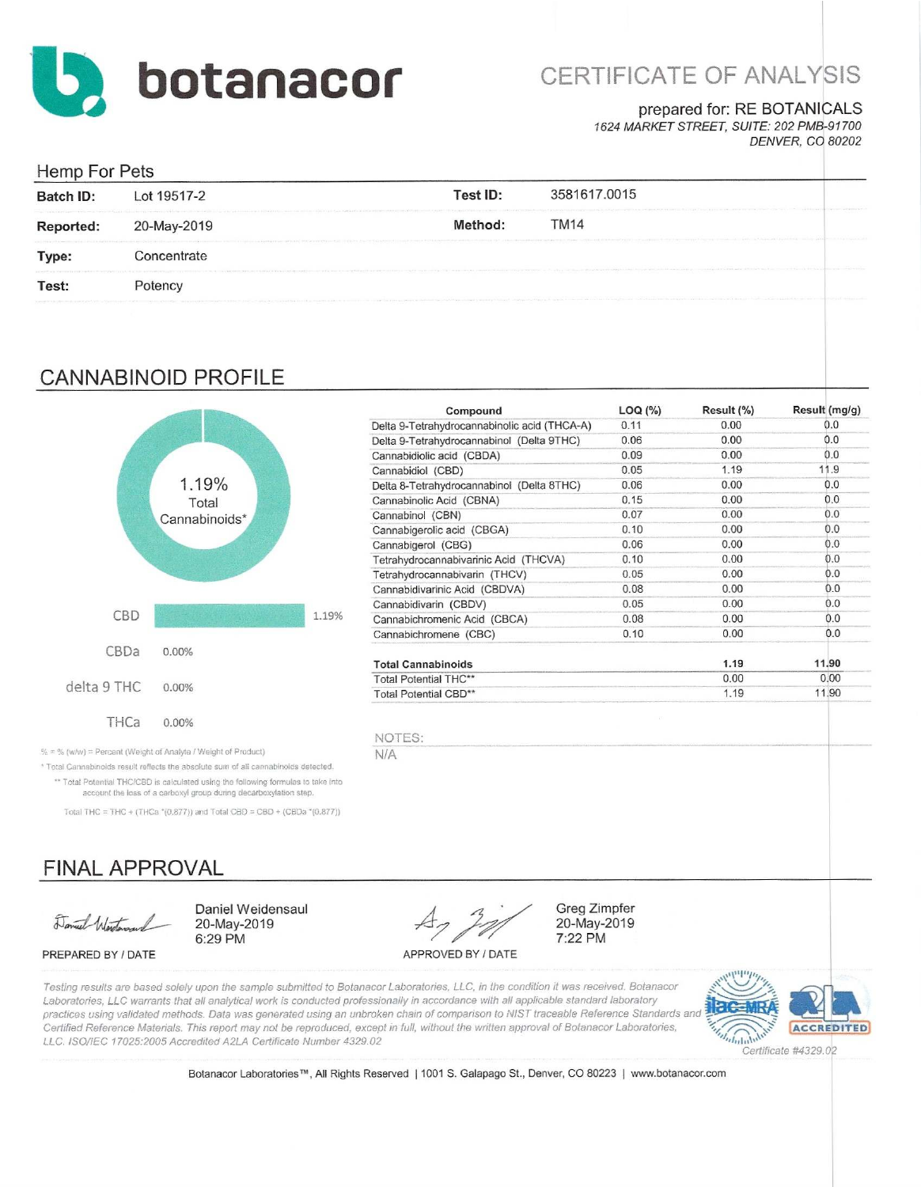# botanacor

## CERTIFICATE OF ANALYSIS

prepared for: RE BOTANICALS
1624 MARKET STREET, SUITE: 202 PMB-91700
DENVER, CO 80202

**Hemp For Pets**

| | | | |
|---|---|---|---|
| **Batch ID:** | Lot 19517-2 | **Test ID:** | 3581617.0015 |
| **Reported:** | 20-May-2019 | **Method:** | TM14 |
| **Type:** | Concentrate | | |
| **Test:** | Potency | | |

## CANNABINOID PROFILE

1.19% Total Cannabinoids*

| | |
|---|---|
| CBD | 1.19% |
| CBDa | 0.00% |
| delta 9 THC | 0.00% |
| THCa | 0.00% |

% = % (w/w) = Percent (Weight of Analyte / Weight of Product)

* Total Cannabinoids result reflects the absolute sum of all cannabinoids detected.

** Total Potential THC/CBD is calculated using the following formulas to take into account the loss of a carboxyl group during decarboxylation step.

Total THC = THC + (THCa *(0.877)) and Total CBD = CBD + (CBDa *(0.877))

| Compound | LOQ (%) | Result (%) | Result (mg/g) |
|---|---|---|---|
| Delta 9-Tetrahydrocannabinolic acid (THCA-A) | 0.11 | 0.00 | 0.0 |
| Delta 9-Tetrahydrocannabinol (Delta 9THC) | 0.06 | 0.00 | 0.0 |
| Cannabidiolic acid (CBDA) | 0.09 | 0.00 | 0.0 |
| Cannabidiol (CBD) | 0.05 | 1.19 | 11.9 |
| Delta 8-Tetrahydrocannabinol (Delta 8THC) | 0.06 | 0.00 | 0.0 |
| Cannabinolic Acid (CBNA) | 0.15 | 0.00 | 0.0 |
| Cannabinol (CBN) | 0.07 | 0.00 | 0.0 |
| Cannabigerolic acid (CBGA) | 0.10 | 0.00 | 0.0 |
| Cannabigerol (CBG) | 0.06 | 0.00 | 0.0 |
| Tetrahydrocannabivarinic Acid (THCVA) | 0.10 | 0.00 | 0.0 |
| Tetrahydrocannabivarin (THCV) | 0.05 | 0.00 | 0.0 |
| Cannabidivarinic Acid (CBDVA) | 0.08 | 0.00 | 0.0 |
| Cannabidivarin (CBDV) | 0.05 | 0.00 | 0.0 |
| Cannabichromenic Acid (CBCA) | 0.08 | 0.00 | 0.0 |
| Cannabichromene (CBC) | 0.10 | 0.00 | 0.0 |
| **Total Cannabinoids** | | **1.19** | **11.90** |
| Total Potential THC** | | 0.00 | 0.00 |
| Total Potential CBD** | | 1.19 | 11.90 |

NOTES:
N/A

## FINAL APPROVAL

| | |
|---|---|
| Daniel Weidensaul<br>20-May-2019<br>6:29 PM | Greg Zimpfer<br>20-May-2019<br>7:22 PM |
| PREPARED BY / DATE | APPROVED BY / DATE |

*Testing results are based solely upon the sample submitted to Botanacor Laboratories, LLC, in the condition it was received. Botanacor Laboratories, LLC warrants that all analytical work is conducted professionally in accordance with all applicable standard laboratory practices using validated methods. Data was generated using an unbroken chain of comparison to NIST traceable Reference Standards and Certified Reference Materials. This report may not be reproduced, except in full, without the written approval of Botanacor Laboratories, LLC. ISO/IEC 17025:2005 Accredited A2LA Certificate Number 4329.02*

ilac-MRA A2LA ACCREDITED Certificate #4329.02

Botanacor Laboratories™, All Rights Reserved | 1001 S. Galapago St., Denver, CO 80223 | www.botanacor.com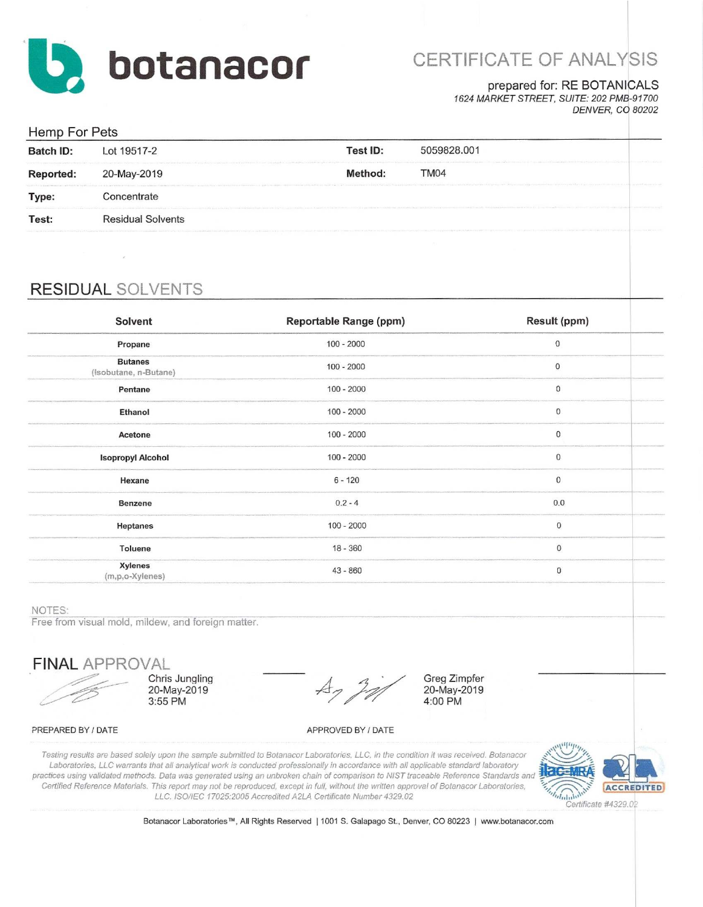# botanacor

## CERTIFICATE OF ANALYSIS

prepared for: RE BOTANICALS
*1624 MARKET STREET, SUITE: 202 PMB-91700*
*DENVER, CO 80202*

Hemp For Pets

| | | | |
|---|---|---|---|
| **Batch ID:** | Lot 19517-2 | **Test ID:** | 5059828.001 |
| **Reported:** | 20-May-2019 | **Method:** | TM04 |
| **Type:** | Concentrate | | |
| **Test:** | Residual Solvents | | |

## RESIDUAL SOLVENTS

| Solvent | Reportable Range (ppm) | Result (ppm) |
|---|---|---|
| **Propane** | 100 - 2000 | 0 |
| **Butanes** (Isobutane, n-Butane) | 100 - 2000 | 0 |
| **Pentane** | 100 - 2000 | 0 |
| **Ethanol** | 100 - 2000 | 0 |
| **Acetone** | 100 - 2000 | 0 |
| **Isopropyl Alcohol** | 100 - 2000 | 0 |
| **Hexane** | 6 - 120 | 0 |
| **Benzene** | 0.2 - 4 | 0.0 |
| **Heptanes** | 100 - 2000 | 0 |
| **Toluene** | 18 - 360 | 0 |
| **Xylenes** (m,p,o-Xylenes) | 43 - 860 | 0 |

NOTES:
Free from visual mold, mildew, and foreign matter.

## FINAL APPROVAL

Chris Jungling
20-May-2019
3:55 PM

PREPARED BY / DATE

Greg Zimpfer
20-May-2019
4:00 PM

APPROVED BY / DATE

*Testing results are based solely upon the sample submitted to Botanacor Laboratories, LLC, in the condition it was received. Botanacor Laboratories, LLC warrants that all analytical work is conducted professionally in accordance with all applicable standard laboratory practices using validated methods. Data was generated using an unbroken chain of comparison to NIST traceable Reference Standards and Certified Reference Materials. This report may not be reproduced, except in full, without the written approval of Botanacor Laboratories, LLC. ISO/IEC 17025:2005 Accredited A2LA Certificate Number 4329.02*

ilac-MRA | A2LA ACCREDITED | Certificate #4329.02

Botanacor Laboratories™, All Rights Reserved | 1001 S. Galapago St., Denver, CO 80223 | www.botanacor.com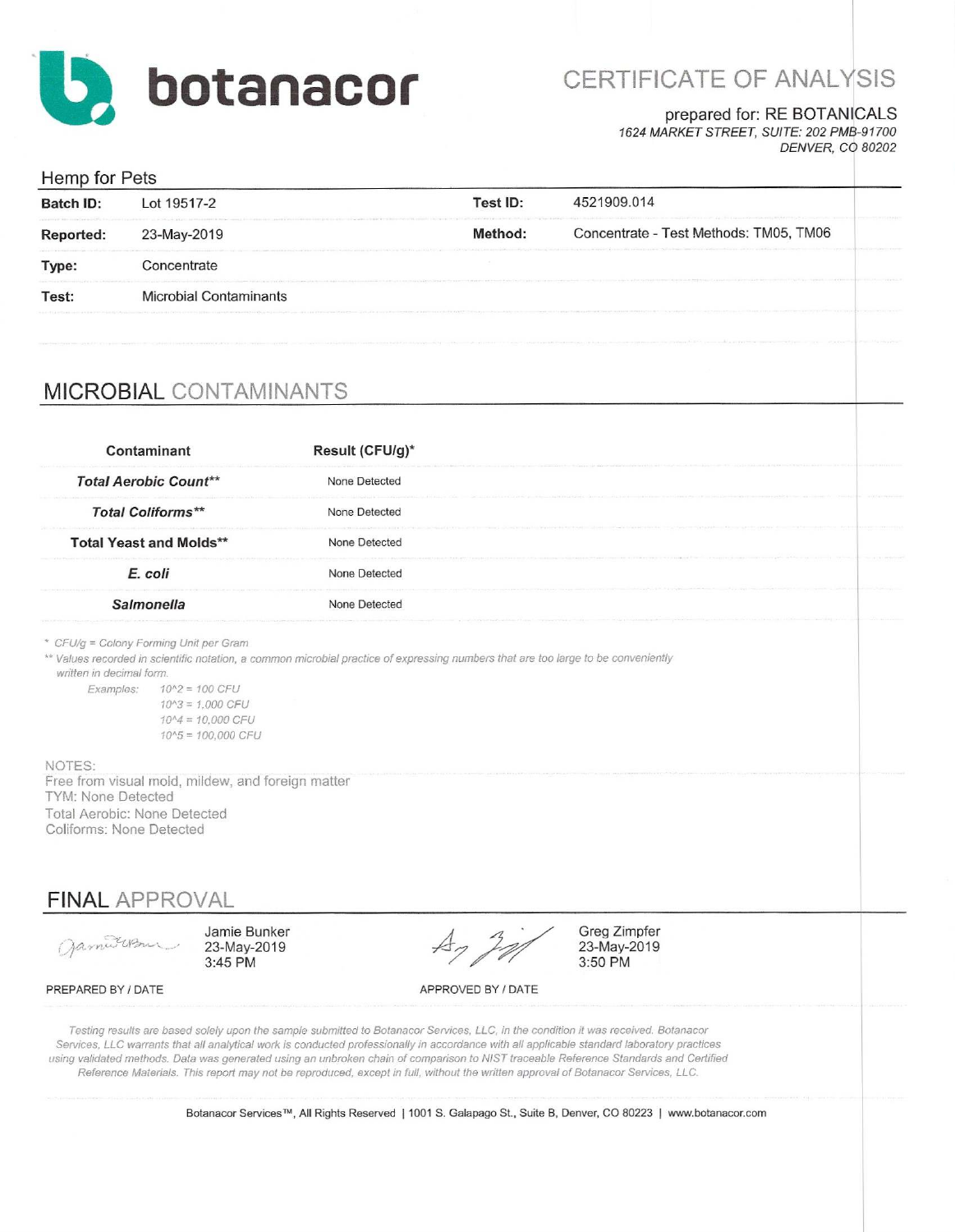# botanacor

## CERTIFICATE OF ANALYSIS

prepared for: RE BOTANICALS
*1624 MARKET STREET, SUITE: 202 PMB-91700*
*DENVER, CO 80202*

Hemp for Pets

| | | | |
|---|---|---|---|
| **Batch ID:** | Lot 19517-2 | **Test ID:** | 4521909.014 |
| **Reported:** | 23-May-2019 | **Method:** | Concentrate - Test Methods: TM05, TM06 |
| **Type:** | Concentrate | | |
| **Test:** | Microbial Contaminants | | |

## MICROBIAL CONTAMINANTS

| Contaminant | Result (CFU/g)* |
|---|---|
| ***Total Aerobic Count*** ** | None Detected |
| ***Total Coliforms*** ** | None Detected |
| **Total Yeast and Molds** ** | None Detected |
| ***E. coli*** | None Detected |
| ***Salmonella*** | None Detected |

*\* CFU/g = Colony Forming Unit per Gram*

*\*\* Values recorded in scientific notation, a common microbial practice of expressing numbers that are too large to be conveniently written in decimal form.*

*Examples: 10^2 = 100 CFU*
*10^3 = 1,000 CFU*
*10^4 = 10,000 CFU*
*10^5 = 100,000 CFU*

NOTES:
Free from visual mold, mildew, and foreign matter
TYM: None Detected
Total Aerobic: None Detected
Coliforms: None Detected

## FINAL APPROVAL

| PREPARED BY / DATE | APPROVED BY / DATE |
|---|---|
| Jamie Bunker<br>23-May-2019<br>3:45 PM | Greg Zimpfer<br>23-May-2019<br>3:50 PM |

*Testing results are based solely upon the sample submitted to Botanacor Services, LLC, in the condition it was received. Botanacor Services, LLC warrants that all analytical work is conducted professionally in accordance with all applicable standard laboratory practices using validated methods. Data was generated using an unbroken chain of comparison to NIST traceable Reference Standards and Certified Reference Materials. This report may not be reproduced, except in full, without the written approval of Botanacor Services, LLC.*

Botanacor Services™, All Rights Reserved | 1001 S. Galapago St., Suite B, Denver, CO 80223 | www.botanacor.com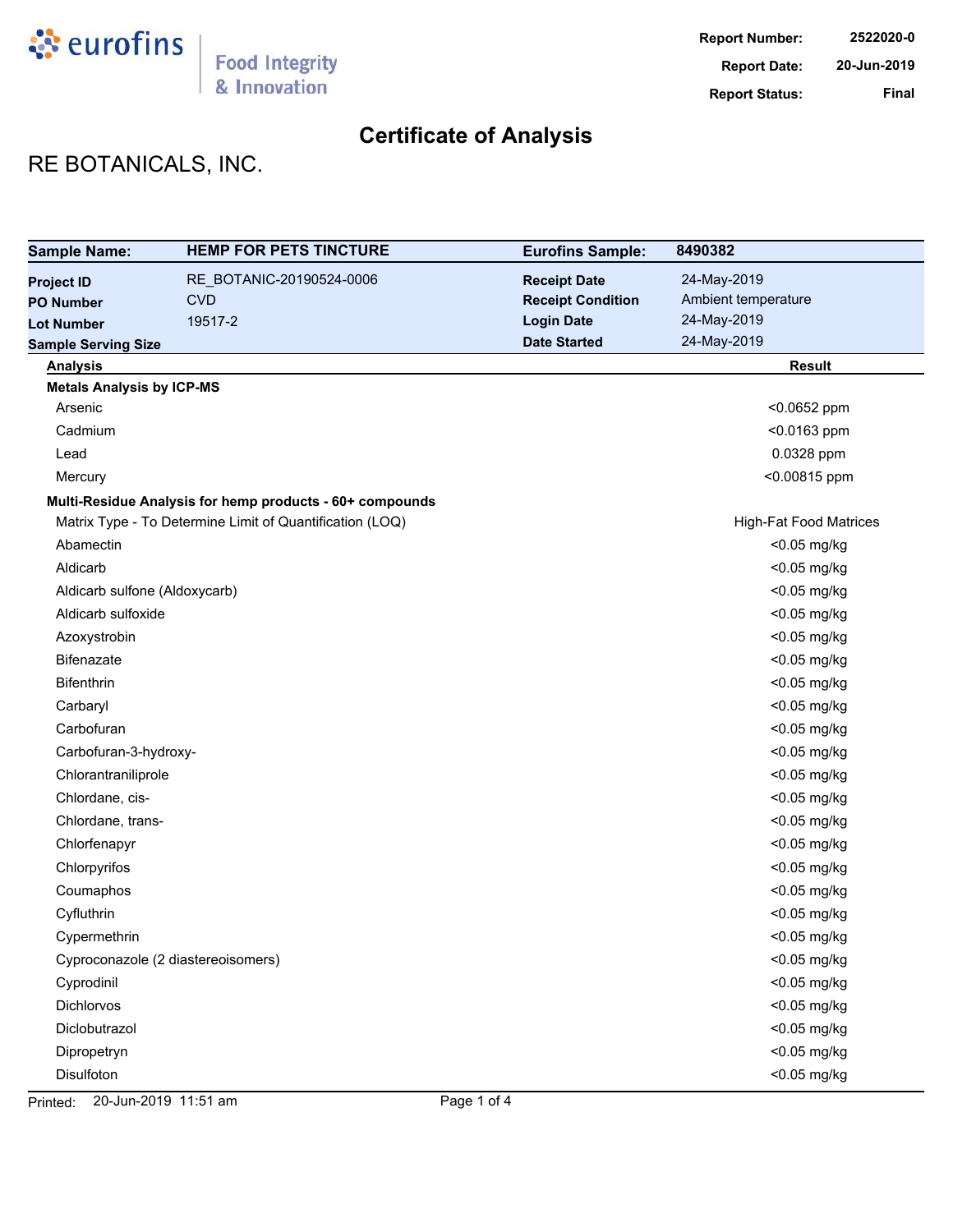**Report Number:** 2522020-0
**Report Date:** 20-Jun-2019
**Report Status:** Final

# Certificate of Analysis

## RE BOTANICALS, INC.

| Sample Name: | HEMP FOR PETS TINCTURE | Eurofins Sample: | 8490382 |
|---|---|---|---|
| Project ID | RE_BOTANIC-20190524-0006 | Receipt Date | 24-May-2019 |
| PO Number | CVD | Receipt Condition | Ambient temperature |
| Lot Number | 19517-2 | Login Date | 24-May-2019 |
| Sample Serving Size | | Date Started | 24-May-2019 |

| Analysis | Result |
|---|---|
| **Metals Analysis by ICP-MS** | |
| Arsenic | <0.0652 ppm |
| Cadmium | <0.0163 ppm |
| Lead | 0.0328 ppm |
| Mercury | <0.00815 ppm |
| **Multi-Residue Analysis for hemp products - 60+ compounds** | |
| Matrix Type - To Determine Limit of Quantification (LOQ) | High-Fat Food Matrices |
| Abamectin | <0.05 mg/kg |
| Aldicarb | <0.05 mg/kg |
| Aldicarb sulfone (Aldoxycarb) | <0.05 mg/kg |
| Aldicarb sulfoxide | <0.05 mg/kg |
| Azoxystrobin | <0.05 mg/kg |
| Bifenazate | <0.05 mg/kg |
| Bifenthrin | <0.05 mg/kg |
| Carbaryl | <0.05 mg/kg |
| Carbofuran | <0.05 mg/kg |
| Carbofuran-3-hydroxy- | <0.05 mg/kg |
| Chlorantraniliprole | <0.05 mg/kg |
| Chlordane, cis- | <0.05 mg/kg |
| Chlordane, trans- | <0.05 mg/kg |
| Chlorfenapyr | <0.05 mg/kg |
| Chlorpyrifos | <0.05 mg/kg |
| Coumaphos | <0.05 mg/kg |
| Cyfluthrin | <0.05 mg/kg |
| Cypermethrin | <0.05 mg/kg |
| Cyproconazole (2 diastereoisomers) | <0.05 mg/kg |
| Cyprodinil | <0.05 mg/kg |
| Dichlorvos | <0.05 mg/kg |
| Diclobutrazol | <0.05 mg/kg |
| Dipropetryn | <0.05 mg/kg |
| Disulfoton | <0.05 mg/kg |

Printed: 20-Jun-2019 11:51 am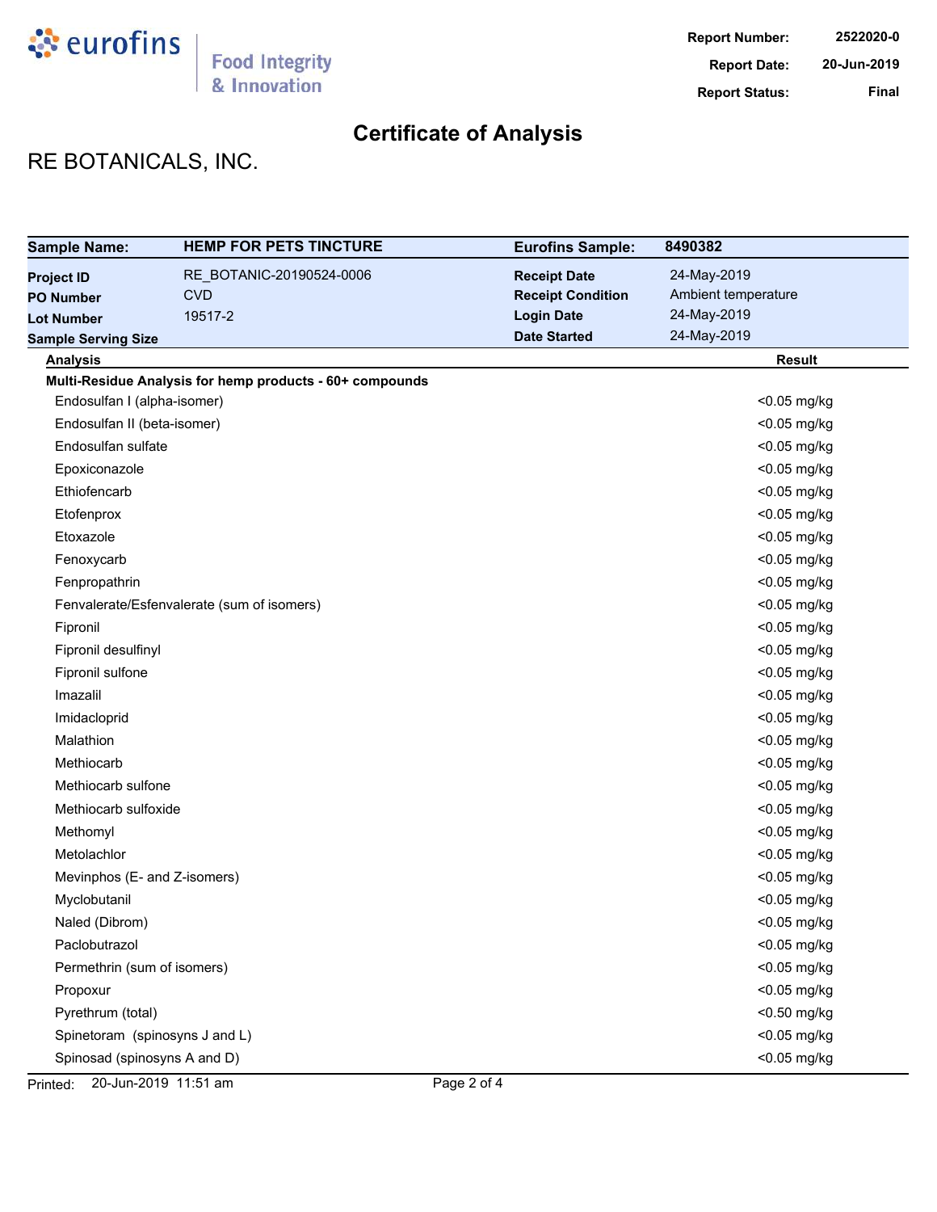**Report Number:** 2522020-0
**Report Date:** 20-Jun-2019
**Report Status:** Final

# Certificate of Analysis

## RE BOTANICALS, INC.

| **Sample Name:** | **HEMP FOR PETS TINCTURE** | **Eurofins Sample:** | **8490382** |
|---|---|---|---|
| **Project ID** | RE_BOTANIC-20190524-0006 | **Receipt Date** | 24-May-2019 |
| **PO Number** | CVD | **Receipt Condition** | Ambient temperature |
| **Lot Number** | 19517-2 | **Login Date** | 24-May-2019 |
| **Sample Serving Size** | | **Date Started** | 24-May-2019 |

| Analysis | Result |
|---|---|
| **Multi-Residue Analysis for hemp products - 60+ compounds** | |
| Endosulfan I (alpha-isomer) | <0.05 mg/kg |
| Endosulfan II (beta-isomer) | <0.05 mg/kg |
| Endosulfan sulfate | <0.05 mg/kg |
| Epoxiconazole | <0.05 mg/kg |
| Ethiofencarb | <0.05 mg/kg |
| Etofenprox | <0.05 mg/kg |
| Etoxazole | <0.05 mg/kg |
| Fenoxycarb | <0.05 mg/kg |
| Fenpropathrin | <0.05 mg/kg |
| Fenvalerate/Esfenvalerate (sum of isomers) | <0.05 mg/kg |
| Fipronil | <0.05 mg/kg |
| Fipronil desulfinyl | <0.05 mg/kg |
| Fipronil sulfone | <0.05 mg/kg |
| Imazalil | <0.05 mg/kg |
| Imidacloprid | <0.05 mg/kg |
| Malathion | <0.05 mg/kg |
| Methiocarb | <0.05 mg/kg |
| Methiocarb sulfone | <0.05 mg/kg |
| Methiocarb sulfoxide | <0.05 mg/kg |
| Methomyl | <0.05 mg/kg |
| Metolachlor | <0.05 mg/kg |
| Mevinphos (E- and Z-isomers) | <0.05 mg/kg |
| Myclobutanil | <0.05 mg/kg |
| Naled (Dibrom) | <0.05 mg/kg |
| Paclobutrazol | <0.05 mg/kg |
| Permethrin (sum of isomers) | <0.05 mg/kg |
| Propoxur | <0.05 mg/kg |
| Pyrethrum (total) | <0.50 mg/kg |
| Spinetoram (spinosyns J and L) | <0.05 mg/kg |
| Spinosad (spinosyns A and D) | <0.05 mg/kg |

Printed: 20-Jun-2019 11:51 am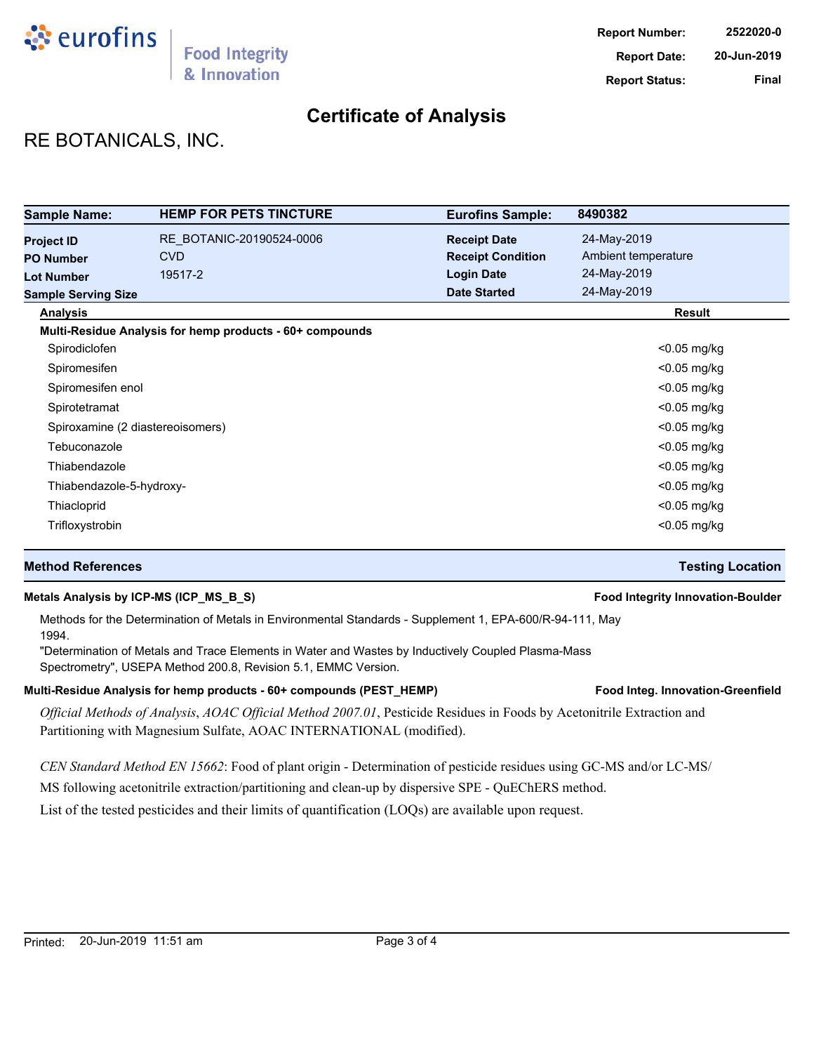Report Number: 2522020-0
Report Date: 20-Jun-2019
Report Status: Final

# Certificate of Analysis

## RE BOTANICALS, INC.

| Sample Name: | HEMP FOR PETS TINCTURE | Eurofins Sample: | 8490382 |
|---|---|---|---|
| Project ID | RE_BOTANIC-20190524-0006 | Receipt Date | 24-May-2019 |
| PO Number | CVD | Receipt Condition | Ambient temperature |
| Lot Number | 19517-2 | Login Date | 24-May-2019 |
| Sample Serving Size | | Date Started | 24-May-2019 |

| Analysis | Result |
|---|---|
| **Multi-Residue Analysis for hemp products - 60+ compounds** | |
| Spirodiclofen | <0.05 mg/kg |
| Spiromesifen | <0.05 mg/kg |
| Spiromesifen enol | <0.05 mg/kg |
| Spirotetramat | <0.05 mg/kg |
| Spiroxamine (2 diastereoisomers) | <0.05 mg/kg |
| Tebuconazole | <0.05 mg/kg |
| Thiabendazole | <0.05 mg/kg |
| Thiabendazole-5-hydroxy- | <0.05 mg/kg |
| Thiacloprid | <0.05 mg/kg |
| Trifloxystrobin | <0.05 mg/kg |

| Method References | Testing Location |
|---|---|
| **Metals Analysis by ICP-MS (ICP_MS_B_S)** | **Food Integrity Innovation-Boulder** |

Methods for the Determination of Metals in Environmental Standards - Supplement 1, EPA-600/R-94-111, May 1994.

"Determination of Metals and Trace Elements in Water and Wastes by Inductively Coupled Plasma-Mass Spectrometry", USEPA Method 200.8, Revision 5.1, EMMC Version.

| | |
|---|---|
| **Multi-Residue Analysis for hemp products - 60+ compounds (PEST_HEMP)** | **Food Integ. Innovation-Greenfield** |

*Official Methods of Analysis*, *AOAC Official Method 2007.01*, Pesticide Residues in Foods by Acetonitrile Extraction and Partitioning with Magnesium Sulfate, AOAC INTERNATIONAL (modified).

*CEN Standard Method EN 15662*: Food of plant origin - Determination of pesticide residues using GC-MS and/or LC-MS/MS following acetonitrile extraction/partitioning and clean-up by dispersive SPE - QuEChERS method.

List of the tested pesticides and their limits of quantification (LOQs) are available upon request.

Printed: 20-Jun-2019 11:51 am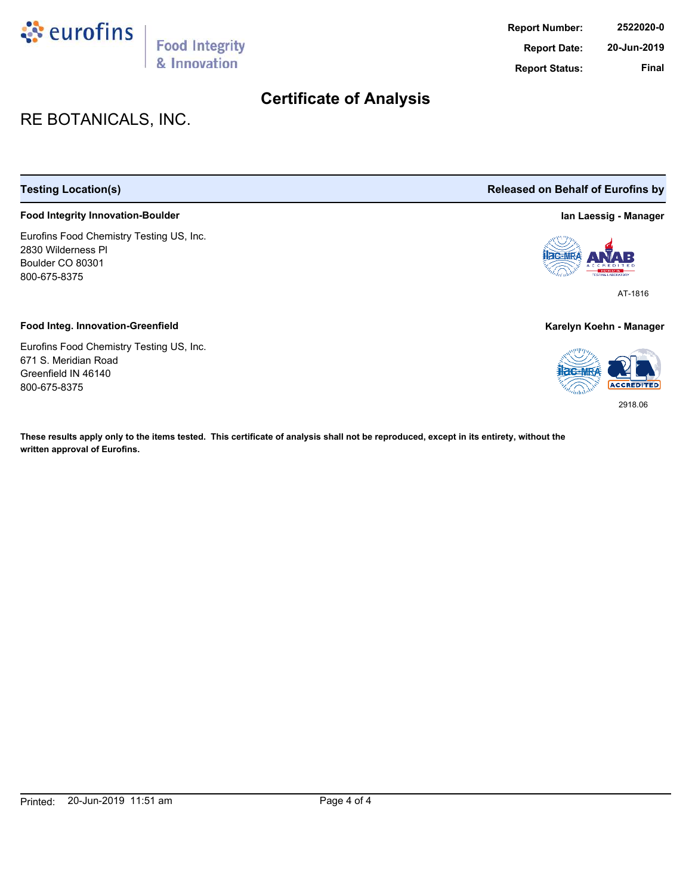eurofins | Food Integrity & Innovation

**Report Number:** 2522020-0
**Report Date:** 20-Jun-2019
**Report Status:** Final

# Certificate of Analysis

## RE BOTANICALS, INC.

| Testing Location(s) | Released on Behalf of Eurofins by |
|---|---|
| **Food Integrity Innovation-Boulder** | **Ian Laessig - Manager** |
| Eurofins Food Chemistry Testing US, Inc.<br>2830 Wilderness Pl<br>Boulder CO 80301<br>800-675-8375 | AT-1816 |
| **Food Integ. Innovation-Greenfield** | **Karelyn Koehn - Manager** |
| Eurofins Food Chemistry Testing US, Inc.<br>671 S. Meridian Road<br>Greenfield IN 46140<br>800-675-8375 | 2918.06 |

**These results apply only to the items tested. This certificate of analysis shall not be reproduced, except in its entirety, without the written approval of Eurofins.**

Printed: 20-Jun-2019 11:51 am